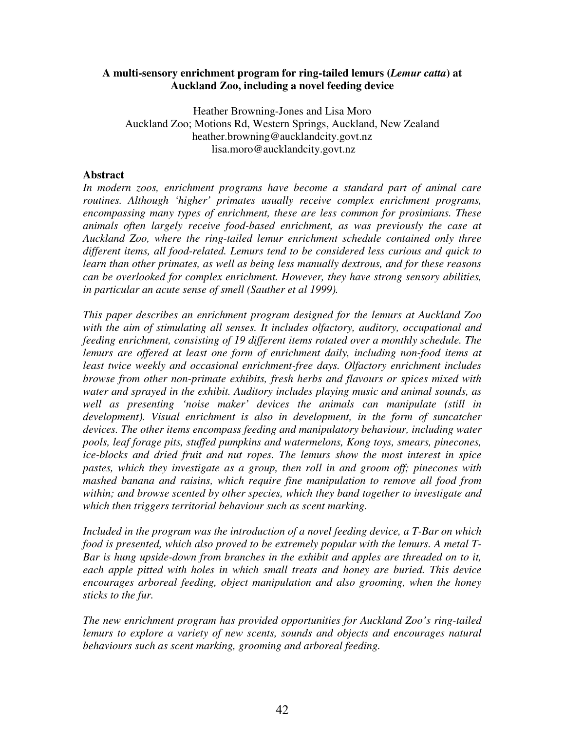**A multi-sensory enrichment program for ring-tailed lemurs (*Lemur catta*) at Auckland Zoo, including a novel feeding device**

Heather Browning-Jones and Lisa Moro
Auckland Zoo; Motions Rd, Western Springs, Auckland, New Zealand
heather.browning@aucklandcity.govt.nz
lisa.moro@aucklandcity.govt.nz

## Abstract

*In modern zoos, enrichment programs have become a standard part of animal care routines. Although 'higher' primates usually receive complex enrichment programs, encompassing many types of enrichment, these are less common for prosimians. These animals often largely receive food-based enrichment, as was previously the case at Auckland Zoo, where the ring-tailed lemur enrichment schedule contained only three different items, all food-related. Lemurs tend to be considered less curious and quick to learn than other primates, as well as being less manually dextrous, and for these reasons can be overlooked for complex enrichment. However, they have strong sensory abilities, in particular an acute sense of smell (Sauther et al 1999).*

*This paper describes an enrichment program designed for the lemurs at Auckland Zoo with the aim of stimulating all senses. It includes olfactory, auditory, occupational and feeding enrichment, consisting of 19 different items rotated over a monthly schedule. The lemurs are offered at least one form of enrichment daily, including non-food items at least twice weekly and occasional enrichment-free days. Olfactory enrichment includes browse from other non-primate exhibits, fresh herbs and flavours or spices mixed with water and sprayed in the exhibit. Auditory includes playing music and animal sounds, as well as presenting 'noise maker' devices the animals can manipulate (still in development). Visual enrichment is also in development, in the form of suncatcher devices. The other items encompass feeding and manipulatory behaviour, including water pools, leaf forage pits, stuffed pumpkins and watermelons, Kong toys, smears, pinecones, ice-blocks and dried fruit and nut ropes. The lemurs show the most interest in spice pastes, which they investigate as a group, then roll in and groom off; pinecones with mashed banana and raisins, which require fine manipulation to remove all food from within; and browse scented by other species, which they band together to investigate and which then triggers territorial behaviour such as scent marking.*

*Included in the program was the introduction of a novel feeding device, a T-Bar on which food is presented, which also proved to be extremely popular with the lemurs. A metal T-Bar is hung upside-down from branches in the exhibit and apples are threaded on to it, each apple pitted with holes in which small treats and honey are buried. This device encourages arboreal feeding, object manipulation and also grooming, when the honey sticks to the fur.*

*The new enrichment program has provided opportunities for Auckland Zoo's ring-tailed lemurs to explore a variety of new scents, sounds and objects and encourages natural behaviours such as scent marking, grooming and arboreal feeding.*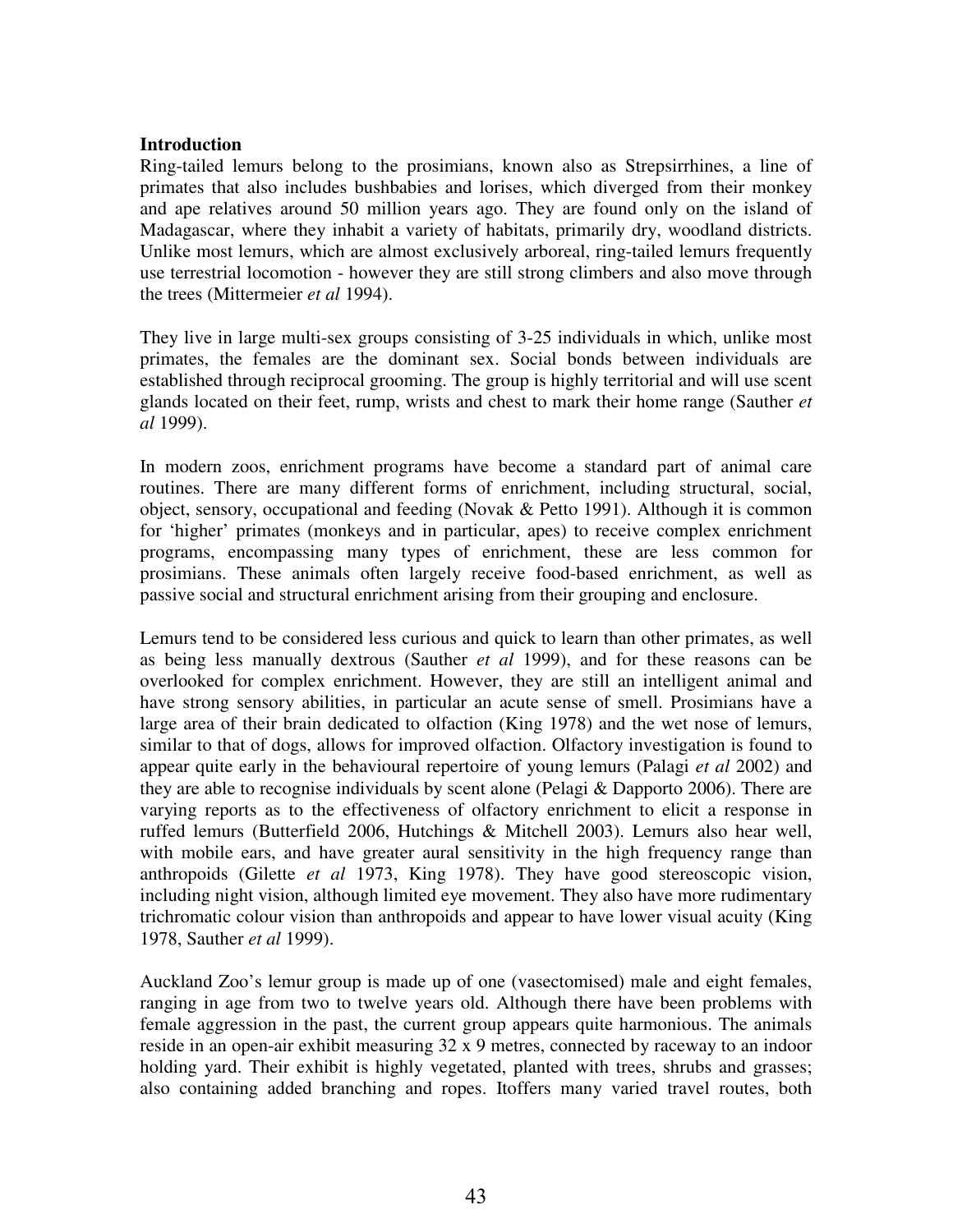**Introduction**

Ring-tailed lemurs belong to the prosimians, known also as Strepsirrhines, a line of primates that also includes bushbabies and lorises, which diverged from their monkey and ape relatives around 50 million years ago. They are found only on the island of Madagascar, where they inhabit a variety of habitats, primarily dry, woodland districts. Unlike most lemurs, which are almost exclusively arboreal, ring-tailed lemurs frequently use terrestrial locomotion - however they are still strong climbers and also move through the trees (Mittermeier *et al* 1994).

They live in large multi-sex groups consisting of 3-25 individuals in which, unlike most primates, the females are the dominant sex. Social bonds between individuals are established through reciprocal grooming. The group is highly territorial and will use scent glands located on their feet, rump, wrists and chest to mark their home range (Sauther *et al* 1999).

In modern zoos, enrichment programs have become a standard part of animal care routines. There are many different forms of enrichment, including structural, social, object, sensory, occupational and feeding (Novak & Petto 1991). Although it is common for 'higher' primates (monkeys and in particular, apes) to receive complex enrichment programs, encompassing many types of enrichment, these are less common for prosimians. These animals often largely receive food-based enrichment, as well as passive social and structural enrichment arising from their grouping and enclosure.

Lemurs tend to be considered less curious and quick to learn than other primates, as well as being less manually dextrous (Sauther *et al* 1999), and for these reasons can be overlooked for complex enrichment. However, they are still an intelligent animal and have strong sensory abilities, in particular an acute sense of smell. Prosimians have a large area of their brain dedicated to olfaction (King 1978) and the wet nose of lemurs, similar to that of dogs, allows for improved olfaction. Olfactory investigation is found to appear quite early in the behavioural repertoire of young lemurs (Palagi *et al* 2002) and they are able to recognise individuals by scent alone (Pelagi & Dapporto 2006). There are varying reports as to the effectiveness of olfactory enrichment to elicit a response in ruffed lemurs (Butterfield 2006, Hutchings & Mitchell 2003). Lemurs also hear well, with mobile ears, and have greater aural sensitivity in the high frequency range than anthropoids (Gilette *et al* 1973, King 1978). They have good stereoscopic vision, including night vision, although limited eye movement. They also have more rudimentary trichromatic colour vision than anthropoids and appear to have lower visual acuity (King 1978, Sauther *et al* 1999).

Auckland Zoo's lemur group is made up of one (vasectomised) male and eight females, ranging in age from two to twelve years old. Although there have been problems with female aggression in the past, the current group appears quite harmonious. The animals reside in an open-air exhibit measuring 32 x 9 metres, connected by raceway to an indoor holding yard. Their exhibit is highly vegetated, planted with trees, shrubs and grasses; also containing added branching and ropes. Itoffers many varied travel routes, both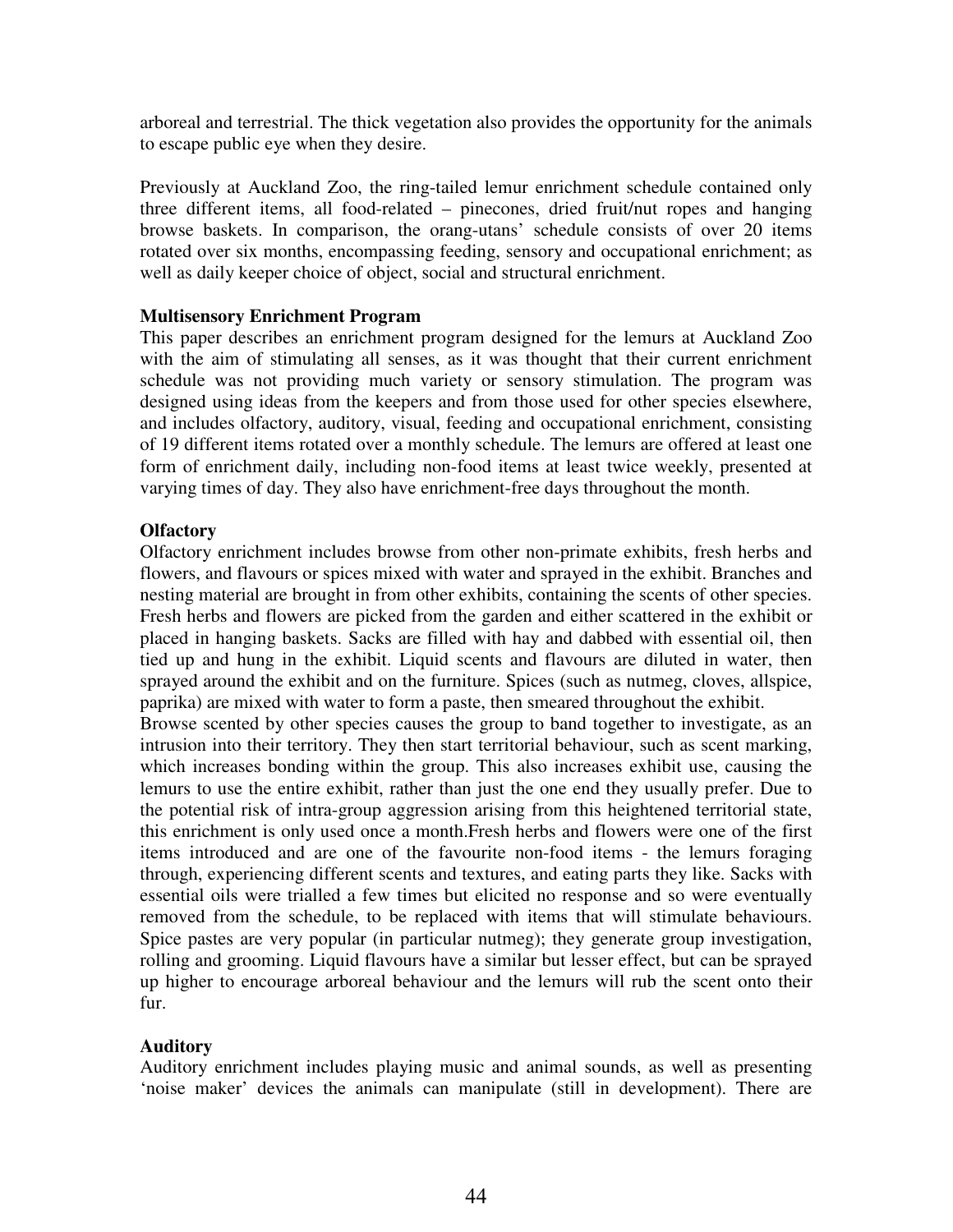arboreal and terrestrial. The thick vegetation also provides the opportunity for the animals to escape public eye when they desire.

Previously at Auckland Zoo, the ring-tailed lemur enrichment schedule contained only three different items, all food-related – pinecones, dried fruit/nut ropes and hanging browse baskets. In comparison, the orang-utans' schedule consists of over 20 items rotated over six months, encompassing feeding, sensory and occupational enrichment; as well as daily keeper choice of object, social and structural enrichment.

**Multisensory Enrichment Program**

This paper describes an enrichment program designed for the lemurs at Auckland Zoo with the aim of stimulating all senses, as it was thought that their current enrichment schedule was not providing much variety or sensory stimulation. The program was designed using ideas from the keepers and from those used for other species elsewhere, and includes olfactory, auditory, visual, feeding and occupational enrichment, consisting of 19 different items rotated over a monthly schedule. The lemurs are offered at least one form of enrichment daily, including non-food items at least twice weekly, presented at varying times of day. They also have enrichment-free days throughout the month.

**Olfactory**

Olfactory enrichment includes browse from other non-primate exhibits, fresh herbs and flowers, and flavours or spices mixed with water and sprayed in the exhibit. Branches and nesting material are brought in from other exhibits, containing the scents of other species. Fresh herbs and flowers are picked from the garden and either scattered in the exhibit or placed in hanging baskets. Sacks are filled with hay and dabbed with essential oil, then tied up and hung in the exhibit. Liquid scents and flavours are diluted in water, then sprayed around the exhibit and on the furniture. Spices (such as nutmeg, cloves, allspice, paprika) are mixed with water to form a paste, then smeared throughout the exhibit.

Browse scented by other species causes the group to band together to investigate, as an intrusion into their territory. They then start territorial behaviour, such as scent marking, which increases bonding within the group. This also increases exhibit use, causing the lemurs to use the entire exhibit, rather than just the one end they usually prefer. Due to the potential risk of intra-group aggression arising from this heightened territorial state, this enrichment is only used once a month.Fresh herbs and flowers were one of the first items introduced and are one of the favourite non-food items - the lemurs foraging through, experiencing different scents and textures, and eating parts they like. Sacks with essential oils were trialled a few times but elicited no response and so were eventually removed from the schedule, to be replaced with items that will stimulate behaviours. Spice pastes are very popular (in particular nutmeg); they generate group investigation, rolling and grooming. Liquid flavours have a similar but lesser effect, but can be sprayed up higher to encourage arboreal behaviour and the lemurs will rub the scent onto their fur.

**Auditory**

Auditory enrichment includes playing music and animal sounds, as well as presenting 'noise maker' devices the animals can manipulate (still in development). There are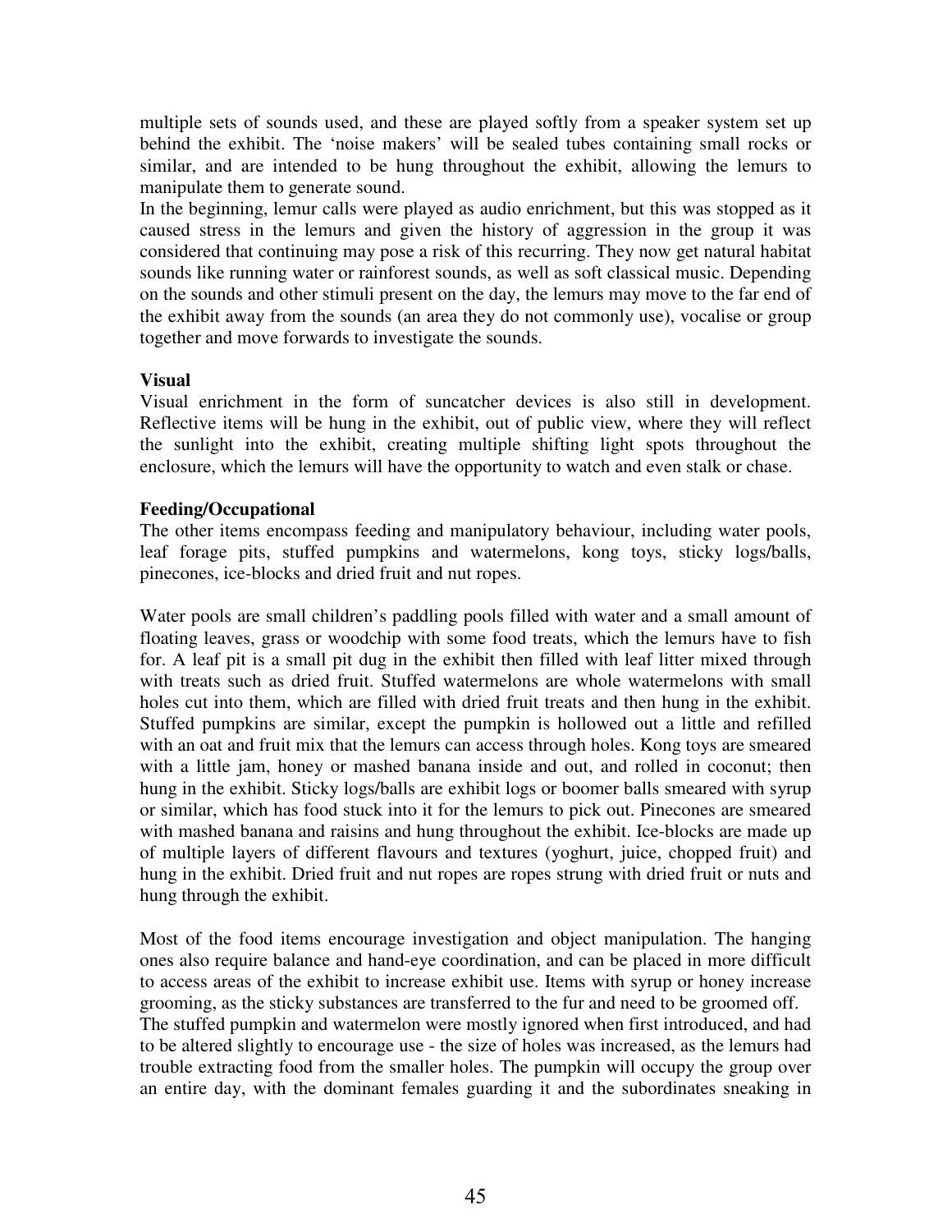multiple sets of sounds used, and these are played softly from a speaker system set up behind the exhibit. The 'noise makers' will be sealed tubes containing small rocks or similar, and are intended to be hung throughout the exhibit, allowing the lemurs to manipulate them to generate sound.
In the beginning, lemur calls were played as audio enrichment, but this was stopped as it caused stress in the lemurs and given the history of aggression in the group it was considered that continuing may pose a risk of this recurring. They now get natural habitat sounds like running water or rainforest sounds, as well as soft classical music. Depending on the sounds and other stimuli present on the day, the lemurs may move to the far end of the exhibit away from the sounds (an area they do not commonly use), vocalise or group together and move forwards to investigate the sounds.

**Visual**

Visual enrichment in the form of suncatcher devices is also still in development. Reflective items will be hung in the exhibit, out of public view, where they will reflect the sunlight into the exhibit, creating multiple shifting light spots throughout the enclosure, which the lemurs will have the opportunity to watch and even stalk or chase.

**Feeding/Occupational**

The other items encompass feeding and manipulatory behaviour, including water pools, leaf forage pits, stuffed pumpkins and watermelons, kong toys, sticky logs/balls, pinecones, ice-blocks and dried fruit and nut ropes.

Water pools are small children's paddling pools filled with water and a small amount of floating leaves, grass or woodchip with some food treats, which the lemurs have to fish for. A leaf pit is a small pit dug in the exhibit then filled with leaf litter mixed through with treats such as dried fruit. Stuffed watermelons are whole watermelons with small holes cut into them, which are filled with dried fruit treats and then hung in the exhibit. Stuffed pumpkins are similar, except the pumpkin is hollowed out a little and refilled with an oat and fruit mix that the lemurs can access through holes. Kong toys are smeared with a little jam, honey or mashed banana inside and out, and rolled in coconut; then hung in the exhibit. Sticky logs/balls are exhibit logs or boomer balls smeared with syrup or similar, which has food stuck into it for the lemurs to pick out. Pinecones are smeared with mashed banana and raisins and hung throughout the exhibit. Ice-blocks are made up of multiple layers of different flavours and textures (yoghurt, juice, chopped fruit) and hung in the exhibit. Dried fruit and nut ropes are ropes strung with dried fruit or nuts and hung through the exhibit.

Most of the food items encourage investigation and object manipulation. The hanging ones also require balance and hand-eye coordination, and can be placed in more difficult to access areas of the exhibit to increase exhibit use. Items with syrup or honey increase grooming, as the sticky substances are transferred to the fur and need to be groomed off.
The stuffed pumpkin and watermelon were mostly ignored when first introduced, and had to be altered slightly to encourage use - the size of holes was increased, as the lemurs had trouble extracting food from the smaller holes. The pumpkin will occupy the group over an entire day, with the dominant females guarding it and the subordinates sneaking in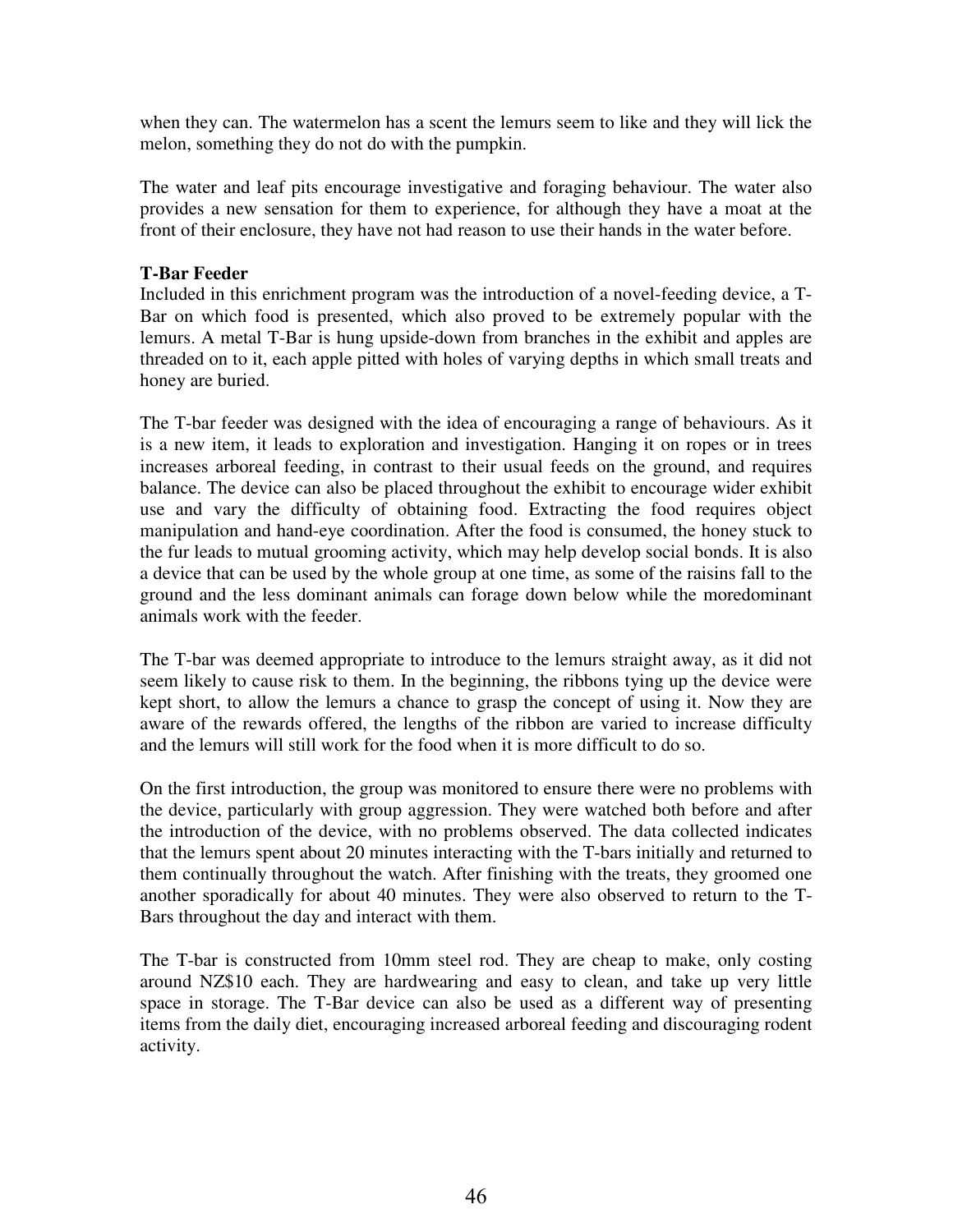when they can. The watermelon has a scent the lemurs seem to like and they will lick the melon, something they do not do with the pumpkin.

The water and leaf pits encourage investigative and foraging behaviour. The water also provides a new sensation for them to experience, for although they have a moat at the front of their enclosure, they have not had reason to use their hands in the water before.

**T-Bar Feeder**

Included in this enrichment program was the introduction of a novel-feeding device, a T-Bar on which food is presented, which also proved to be extremely popular with the lemurs. A metal T-Bar is hung upside-down from branches in the exhibit and apples are threaded on to it, each apple pitted with holes of varying depths in which small treats and honey are buried.

The T-bar feeder was designed with the idea of encouraging a range of behaviours. As it is a new item, it leads to exploration and investigation. Hanging it on ropes or in trees increases arboreal feeding, in contrast to their usual feeds on the ground, and requires balance. The device can also be placed throughout the exhibit to encourage wider exhibit use and vary the difficulty of obtaining food. Extracting the food requires object manipulation and hand-eye coordination. After the food is consumed, the honey stuck to the fur leads to mutual grooming activity, which may help develop social bonds. It is also a device that can be used by the whole group at one time, as some of the raisins fall to the ground and the less dominant animals can forage down below while the moredominant animals work with the feeder.

The T-bar was deemed appropriate to introduce to the lemurs straight away, as it did not seem likely to cause risk to them. In the beginning, the ribbons tying up the device were kept short, to allow the lemurs a chance to grasp the concept of using it. Now they are aware of the rewards offered, the lengths of the ribbon are varied to increase difficulty and the lemurs will still work for the food when it is more difficult to do so.

On the first introduction, the group was monitored to ensure there were no problems with the device, particularly with group aggression. They were watched both before and after the introduction of the device, with no problems observed. The data collected indicates that the lemurs spent about 20 minutes interacting with the T-bars initially and returned to them continually throughout the watch. After finishing with the treats, they groomed one another sporadically for about 40 minutes. They were also observed to return to the T-Bars throughout the day and interact with them.

The T-bar is constructed from 10mm steel rod. They are cheap to make, only costing around NZ$10 each. They are hardwearing and easy to clean, and take up very little space in storage. The T-Bar device can also be used as a different way of presenting items from the daily diet, encouraging increased arboreal feeding and discouraging rodent activity.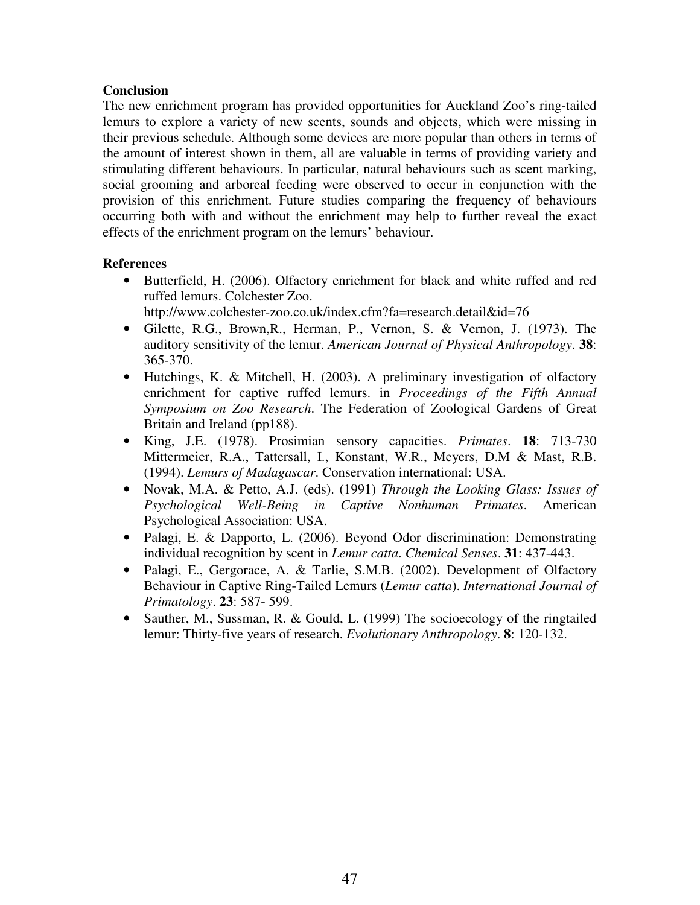**Conclusion**

The new enrichment program has provided opportunities for Auckland Zoo's ring-tailed lemurs to explore a variety of new scents, sounds and objects, which were missing in their previous schedule. Although some devices are more popular than others in terms of the amount of interest shown in them, all are valuable in terms of providing variety and stimulating different behaviours. In particular, natural behaviours such as scent marking, social grooming and arboreal feeding were observed to occur in conjunction with the provision of this enrichment. Future studies comparing the frequency of behaviours occurring both with and without the enrichment may help to further reveal the exact effects of the enrichment program on the lemurs' behaviour.

**References**

- Butterfield, H. (2006). Olfactory enrichment for black and white ruffed and red ruffed lemurs. Colchester Zoo. http://www.colchester-zoo.co.uk/index.cfm?fa=research.detail&id=76
- Gilette, R.G., Brown,R., Herman, P., Vernon, S. & Vernon, J. (1973). The auditory sensitivity of the lemur. *American Journal of Physical Anthropology*. **38**: 365-370.
- Hutchings, K. & Mitchell, H. (2003). A preliminary investigation of olfactory enrichment for captive ruffed lemurs. in *Proceedings of the Fifth Annual Symposium on Zoo Research*. The Federation of Zoological Gardens of Great Britain and Ireland (pp188).
- King, J.E. (1978). Prosimian sensory capacities. *Primates*. **18**: 713-730 Mittermeier, R.A., Tattersall, I., Konstant, W.R., Meyers, D.M & Mast, R.B. (1994). *Lemurs of Madagascar*. Conservation international: USA.
- Novak, M.A. & Petto, A.J. (eds). (1991) *Through the Looking Glass: Issues of Psychological Well-Being in Captive Nonhuman Primates*. American Psychological Association: USA.
- Palagi, E. & Dapporto, L. (2006). Beyond Odor discrimination: Demonstrating individual recognition by scent in *Lemur catta*. *Chemical Senses*. **31**: 437-443.
- Palagi, E., Gergorace, A. & Tarlie, S.M.B. (2002). Development of Olfactory Behaviour in Captive Ring-Tailed Lemurs (*Lemur catta*). *International Journal of Primatology*. **23**: 587- 599.
- Sauther, M., Sussman, R. & Gould, L. (1999) The socioecology of the ringtailed lemur: Thirty-five years of research. *Evolutionary Anthropology*. **8**: 120-132.